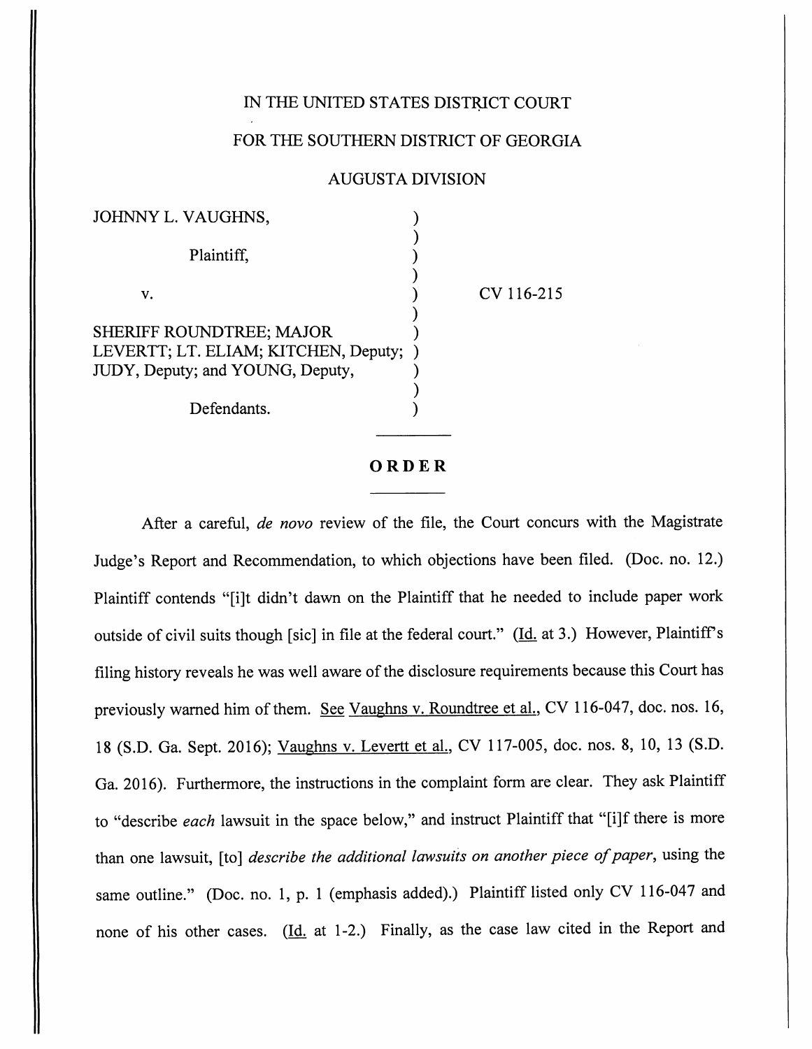IN THE UNITED STATES DISTRICT COURT

FOR THE SOUTHERN DISTRICT OF GEORGIA

AUGUSTA DIVISION

JOHNNY L. VAUGHNS,

Plaintiff,

v.

SHERIFF ROUNDTREE; MAJOR LEVERTT; LT. ELIAM; KITCHEN, Deputy; JUDY, Deputy; and YOUNG, Deputy,

Defendants.

CV 116-215

**ORDER**

After a careful, *de novo* review of the file, the Court concurs with the Magistrate Judge's Report and Recommendation, to which objections have been filed. (Doc. no. 12.) Plaintiff contends "[i]t didn't dawn on the Plaintiff that he needed to include paper work outside of civil suits though [sic] in file at the federal court." (Id. at 3.) However, Plaintiff's filing history reveals he was well aware of the disclosure requirements because this Court has previously warned him of them. See Vaughns v. Roundtree et al., CV 116-047, doc. nos. 16, 18 (S.D. Ga. Sept. 2016); Vaughns v. Levertt et al., CV 117-005, doc. nos. 8, 10, 13 (S.D. Ga. 2016). Furthermore, the instructions in the complaint form are clear. They ask Plaintiff to "describe *each* lawsuit in the space below," and instruct Plaintiff that "[i]f there is more than one lawsuit, [to] *describe the additional lawsuits on another piece of paper*, using the same outline." (Doc. no. 1, p. 1 (emphasis added).) Plaintiff listed only CV 116-047 and none of his other cases. (Id. at 1-2.) Finally, as the case law cited in the Report and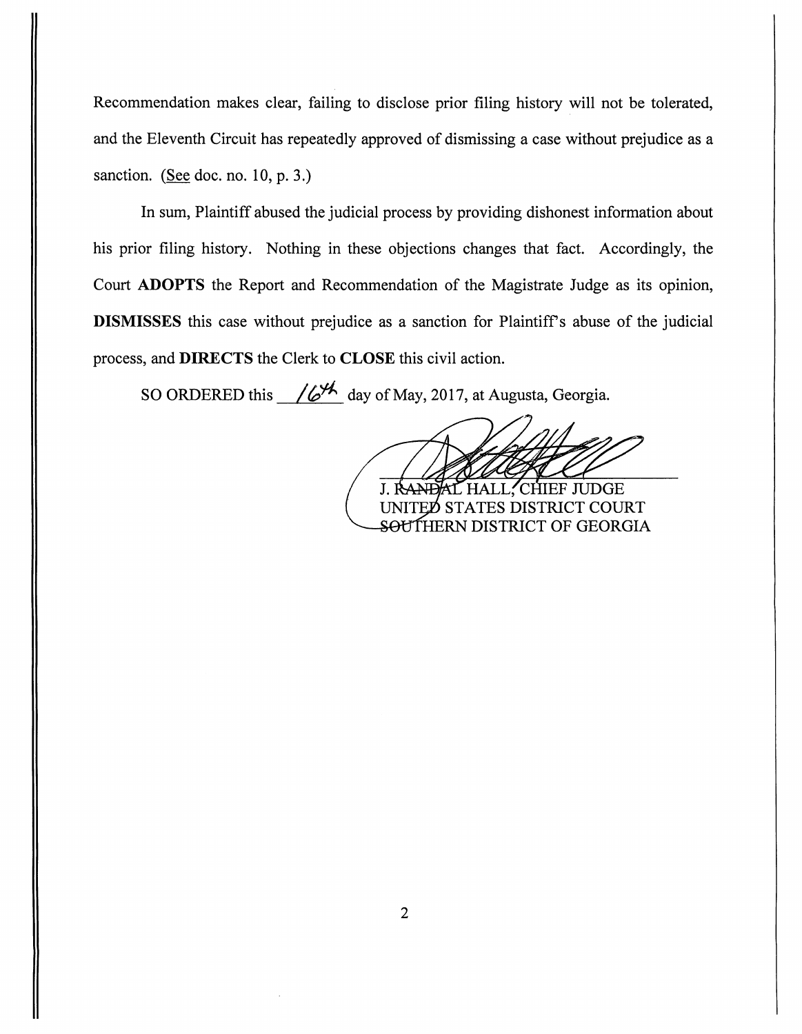Recommendation makes clear, failing to disclose prior filing history will not be tolerated, and the Eleventh Circuit has repeatedly approved of dismissing a case without prejudice as a sanction. (See doc. no. 10, p. 3.)

In sum, Plaintiff abused the judicial process by providing dishonest information about his prior filing history. Nothing in these objections changes that fact. Accordingly, the Court **ADOPTS** the Report and Recommendation of the Magistrate Judge as its opinion, **DISMISSES** this case without prejudice as a sanction for Plaintiff's abuse of the judicial process, and **DIRECTS** the Clerk to **CLOSE** this civil action.

SO ORDERED this 16th day of May, 2017, at Augusta, Georgia.

J. RANDAL HALL, CHIEF JUDGE
UNITED STATES DISTRICT COURT
SOUTHERN DISTRICT OF GEORGIA